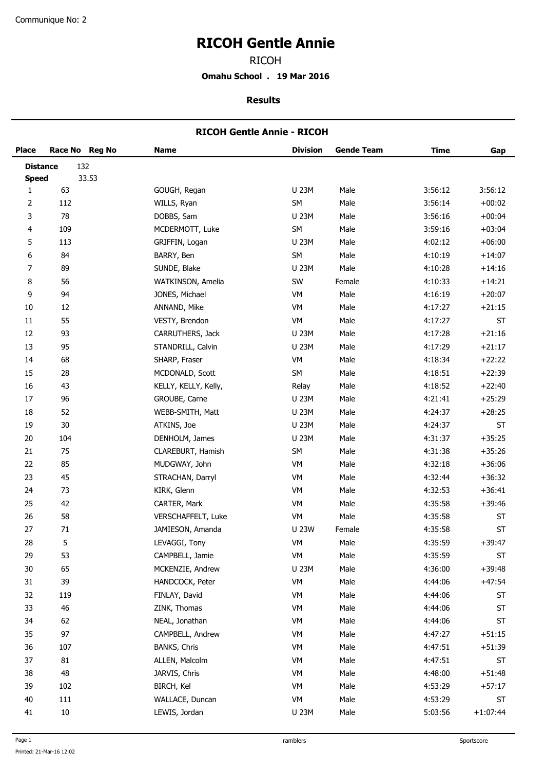Communique No: 2

# RICOH Gentle Annie

RICOH

**Omahu School . 19 Mar 2016**

**Results**

## RICOH Gentle Annie - RICOH

**Distance** 132
**Speed** 33.53

| Place | Race No | Reg No | Name | Division | Gende Team | Time | Gap |
|---|---|---|---|---|---|---|---|
| 1 | 63 | | GOUGH, Regan | U 23M | Male | 3:56:12 | 3:56:12 |
| 2 | 112 | | WILLS, Ryan | SM | Male | 3:56:14 | +00:02 |
| 3 | 78 | | DOBBS, Sam | U 23M | Male | 3:56:16 | +00:04 |
| 4 | 109 | | MCDERMOTT, Luke | SM | Male | 3:59:16 | +03:04 |
| 5 | 113 | | GRIFFIN, Logan | U 23M | Male | 4:02:12 | +06:00 |
| 6 | 84 | | BARRY, Ben | SM | Male | 4:10:19 | +14:07 |
| 7 | 89 | | SUNDE, Blake | U 23M | Male | 4:10:28 | +14:16 |
| 8 | 56 | | WATKINSON, Amelia | SW | Female | 4:10:33 | +14:21 |
| 9 | 94 | | JONES, Michael | VM | Male | 4:16:19 | +20:07 |
| 10 | 12 | | ANNAND, Mike | VM | Male | 4:17:27 | +21:15 |
| 11 | 55 | | VESTY, Brendon | VM | Male | 4:17:27 | ST |
| 12 | 93 | | CARRUTHERS, Jack | U 23M | Male | 4:17:28 | +21:16 |
| 13 | 95 | | STANDRILL, Calvin | U 23M | Male | 4:17:29 | +21:17 |
| 14 | 68 | | SHARP, Fraser | VM | Male | 4:18:34 | +22:22 |
| 15 | 28 | | MCDONALD, Scott | SM | Male | 4:18:51 | +22:39 |
| 16 | 43 | | KELLY, KELLY, Kelly, | Relay | Male | 4:18:52 | +22:40 |
| 17 | 96 | | GROUBE, Carne | U 23M | Male | 4:21:41 | +25:29 |
| 18 | 52 | | WEBB-SMITH, Matt | U 23M | Male | 4:24:37 | +28:25 |
| 19 | 30 | | ATKINS, Joe | U 23M | Male | 4:24:37 | ST |
| 20 | 104 | | DENHOLM, James | U 23M | Male | 4:31:37 | +35:25 |
| 21 | 75 | | CLAREBURT, Hamish | SM | Male | 4:31:38 | +35:26 |
| 22 | 85 | | MUDGWAY, John | VM | Male | 4:32:18 | +36:06 |
| 23 | 45 | | STRACHAN, Darryl | VM | Male | 4:32:44 | +36:32 |
| 24 | 73 | | KIRK, Glenn | VM | Male | 4:32:53 | +36:41 |
| 25 | 42 | | CARTER, Mark | VM | Male | 4:35:58 | +39:46 |
| 26 | 58 | | VERSCHAFFELT, Luke | VM | Male | 4:35:58 | ST |
| 27 | 71 | | JAMIESON, Amanda | U 23W | Female | 4:35:58 | ST |
| 28 | 5 | | LEVAGGI, Tony | VM | Male | 4:35:59 | +39:47 |
| 29 | 53 | | CAMPBELL, Jamie | VM | Male | 4:35:59 | ST |
| 30 | 65 | | MCKENZIE, Andrew | U 23M | Male | 4:36:00 | +39:48 |
| 31 | 39 | | HANDCOCK, Peter | VM | Male | 4:44:06 | +47:54 |
| 32 | 119 | | FINLAY, David | VM | Male | 4:44:06 | ST |
| 33 | 46 | | ZINK, Thomas | VM | Male | 4:44:06 | ST |
| 34 | 62 | | NEAL, Jonathan | VM | Male | 4:44:06 | ST |
| 35 | 97 | | CAMPBELL, Andrew | VM | Male | 4:47:27 | +51:15 |
| 36 | 107 | | BANKS, Chris | VM | Male | 4:47:51 | +51:39 |
| 37 | 81 | | ALLEN, Malcolm | VM | Male | 4:47:51 | ST |
| 38 | 48 | | JARVIS, Chris | VM | Male | 4:48:00 | +51:48 |
| 39 | 102 | | BIRCH, Kel | VM | Male | 4:53:29 | +57:17 |
| 40 | 111 | | WALLACE, Duncan | VM | Male | 4:53:29 | ST |
| 41 | 10 | | LEWIS, Jordan | U 23M | Male | 5:03:56 | +1:07:44 |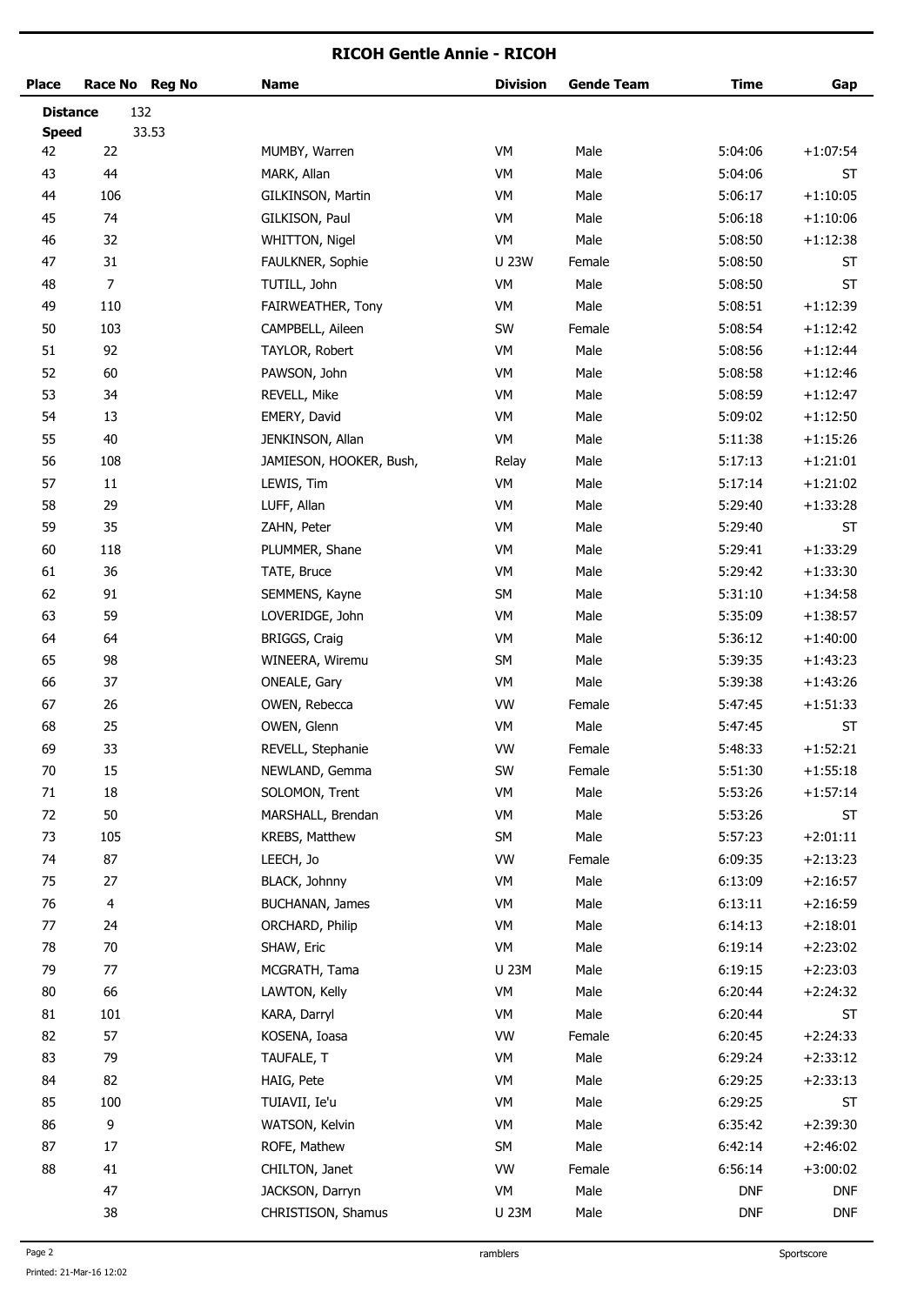## RICOH Gentle Annie - RICOH

| Place | Race No | Reg No | Name | Division | Gende Team | Time | Gap |
|---|---|---|---|---|---|---|---|
| **Distance** | 132 | | | | | | |
| **Speed** | | 33.53 | | | | | |
| 42 | 22 | | MUMBY, Warren | VM | Male | 5:04:06 | +1:07:54 |
| 43 | 44 | | MARK, Allan | VM | Male | 5:04:06 | ST |
| 44 | 106 | | GILKINSON, Martin | VM | Male | 5:06:17 | +1:10:05 |
| 45 | 74 | | GILKISON, Paul | VM | Male | 5:06:18 | +1:10:06 |
| 46 | 32 | | WHITTON, Nigel | VM | Male | 5:08:50 | +1:12:38 |
| 47 | 31 | | FAULKNER, Sophie | U 23W | Female | 5:08:50 | ST |
| 48 | 7 | | TUTILL, John | VM | Male | 5:08:50 | ST |
| 49 | 110 | | FAIRWEATHER, Tony | VM | Male | 5:08:51 | +1:12:39 |
| 50 | 103 | | CAMPBELL, Aileen | SW | Female | 5:08:54 | +1:12:42 |
| 51 | 92 | | TAYLOR, Robert | VM | Male | 5:08:56 | +1:12:44 |
| 52 | 60 | | PAWSON, John | VM | Male | 5:08:58 | +1:12:46 |
| 53 | 34 | | REVELL, Mike | VM | Male | 5:08:59 | +1:12:47 |
| 54 | 13 | | EMERY, David | VM | Male | 5:09:02 | +1:12:50 |
| 55 | 40 | | JENKINSON, Allan | VM | Male | 5:11:38 | +1:15:26 |
| 56 | 108 | | JAMIESON, HOOKER, Bush, | Relay | Male | 5:17:13 | +1:21:01 |
| 57 | 11 | | LEWIS, Tim | VM | Male | 5:17:14 | +1:21:02 |
| 58 | 29 | | LUFF, Allan | VM | Male | 5:29:40 | +1:33:28 |
| 59 | 35 | | ZAHN, Peter | VM | Male | 5:29:40 | ST |
| 60 | 118 | | PLUMMER, Shane | VM | Male | 5:29:41 | +1:33:29 |
| 61 | 36 | | TATE, Bruce | VM | Male | 5:29:42 | +1:33:30 |
| 62 | 91 | | SEMMENS, Kayne | SM | Male | 5:31:10 | +1:34:58 |
| 63 | 59 | | LOVERIDGE, John | VM | Male | 5:35:09 | +1:38:57 |
| 64 | 64 | | BRIGGS, Craig | VM | Male | 5:36:12 | +1:40:00 |
| 65 | 98 | | WINEERA, Wiremu | SM | Male | 5:39:35 | +1:43:23 |
| 66 | 37 | | ONEALE, Gary | VM | Male | 5:39:38 | +1:43:26 |
| 67 | 26 | | OWEN, Rebecca | VW | Female | 5:47:45 | +1:51:33 |
| 68 | 25 | | OWEN, Glenn | VM | Male | 5:47:45 | ST |
| 69 | 33 | | REVELL, Stephanie | VW | Female | 5:48:33 | +1:52:21 |
| 70 | 15 | | NEWLAND, Gemma | SW | Female | 5:51:30 | +1:55:18 |
| 71 | 18 | | SOLOMON, Trent | VM | Male | 5:53:26 | +1:57:14 |
| 72 | 50 | | MARSHALL, Brendan | VM | Male | 5:53:26 | ST |
| 73 | 105 | | KREBS, Matthew | SM | Male | 5:57:23 | +2:01:11 |
| 74 | 87 | | LEECH, Jo | VW | Female | 6:09:35 | +2:13:23 |
| 75 | 27 | | BLACK, Johnny | VM | Male | 6:13:09 | +2:16:57 |
| 76 | 4 | | BUCHANAN, James | VM | Male | 6:13:11 | +2:16:59 |
| 77 | 24 | | ORCHARD, Philip | VM | Male | 6:14:13 | +2:18:01 |
| 78 | 70 | | SHAW, Eric | VM | Male | 6:19:14 | +2:23:02 |
| 79 | 77 | | MCGRATH, Tama | U 23M | Male | 6:19:15 | +2:23:03 |
| 80 | 66 | | LAWTON, Kelly | VM | Male | 6:20:44 | +2:24:32 |
| 81 | 101 | | KARA, Darryl | VM | Male | 6:20:44 | ST |
| 82 | 57 | | KOSENA, Ioasa | VW | Female | 6:20:45 | +2:24:33 |
| 83 | 79 | | TAUFALE, T | VM | Male | 6:29:24 | +2:33:12 |
| 84 | 82 | | HAIG, Pete | VM | Male | 6:29:25 | +2:33:13 |
| 85 | 100 | | TUIAVII, Ie'u | VM | Male | 6:29:25 | ST |
| 86 | 9 | | WATSON, Kelvin | VM | Male | 6:35:42 | +2:39:30 |
| 87 | 17 | | ROFE, Mathew | SM | Male | 6:42:14 | +2:46:02 |
| 88 | 41 | | CHILTON, Janet | VW | Female | 6:56:14 | +3:00:02 |
| | 47 | | JACKSON, Darryn | VM | Male | DNF | DNF |
| | 38 | | CHRISTISON, Shamus | U 23M | Male | DNF | DNF |

ramblers

Sportscore

Printed: 21-Mar-16 12:02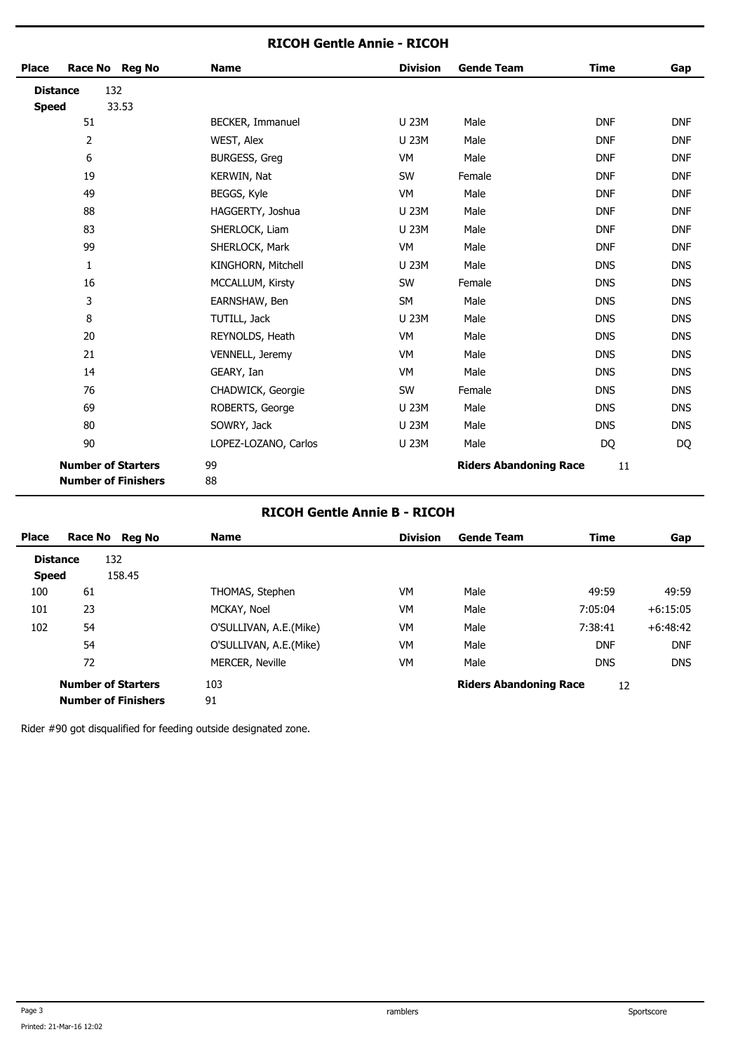## RICOH Gentle Annie - RICOH

| Place | Race No | Reg No | Name | Division | Gende Team | Time | Gap |
|---|---|---|---|---|---|---|---|
| **Distance** | 132 | | | | | | |
| **Speed** | 33.53 | | | | | | |
| | 51 | | BECKER, Immanuel | U 23M | Male | DNF | DNF |
| | 2 | | WEST, Alex | U 23M | Male | DNF | DNF |
| | 6 | | BURGESS, Greg | VM | Male | DNF | DNF |
| | 19 | | KERWIN, Nat | SW | Female | DNF | DNF |
| | 49 | | BEGGS, Kyle | VM | Male | DNF | DNF |
| | 88 | | HAGGERTY, Joshua | U 23M | Male | DNF | DNF |
| | 83 | | SHERLOCK, Liam | U 23M | Male | DNF | DNF |
| | 99 | | SHERLOCK, Mark | VM | Male | DNF | DNF |
| | 1 | | KINGHORN, Mitchell | U 23M | Male | DNS | DNS |
| | 16 | | MCCALLUM, Kirsty | SW | Female | DNS | DNS |
| | 3 | | EARNSHAW, Ben | SM | Male | DNS | DNS |
| | 8 | | TUTILL, Jack | U 23M | Male | DNS | DNS |
| | 20 | | REYNOLDS, Heath | VM | Male | DNS | DNS |
| | 21 | | VENNELL, Jeremy | VM | Male | DNS | DNS |
| | 14 | | GEARY, Ian | VM | Male | DNS | DNS |
| | 76 | | CHADWICK, Georgie | SW | Female | DNS | DNS |
| | 69 | | ROBERTS, George | U 23M | Male | DNS | DNS |
| | 80 | | SOWRY, Jack | U 23M | Male | DNS | DNS |
| | 90 | | LOPEZ-LOZANO, Carlos | U 23M | Male | DQ | DQ |

**Number of Starters** 99 **Riders Abandoning Race** 11
**Number of Finishers** 88

## RICOH Gentle Annie B - RICOH

| Place | Race No | Reg No | Name | Division | Gende Team | Time | Gap |
|---|---|---|---|---|---|---|---|
| **Distance** | 132 | | | | | | |
| **Speed** | 158.45 | | | | | | |
| 100 | 61 | | THOMAS, Stephen | VM | Male | 49:59 | 49:59 |
| 101 | 23 | | MCKAY, Noel | VM | Male | 7:05:04 | +6:15:05 |
| 102 | 54 | | O'SULLIVAN, A.E.(Mike) | VM | Male | 7:38:41 | +6:48:42 |
| | 54 | | O'SULLIVAN, A.E.(Mike) | VM | Male | DNF | DNF |
| | 72 | | MERCER, Neville | VM | Male | DNS | DNS |

**Number of Starters** 103 **Riders Abandoning Race** 12
**Number of Finishers** 91

Rider #90 got disqualified for feeding outside designated zone.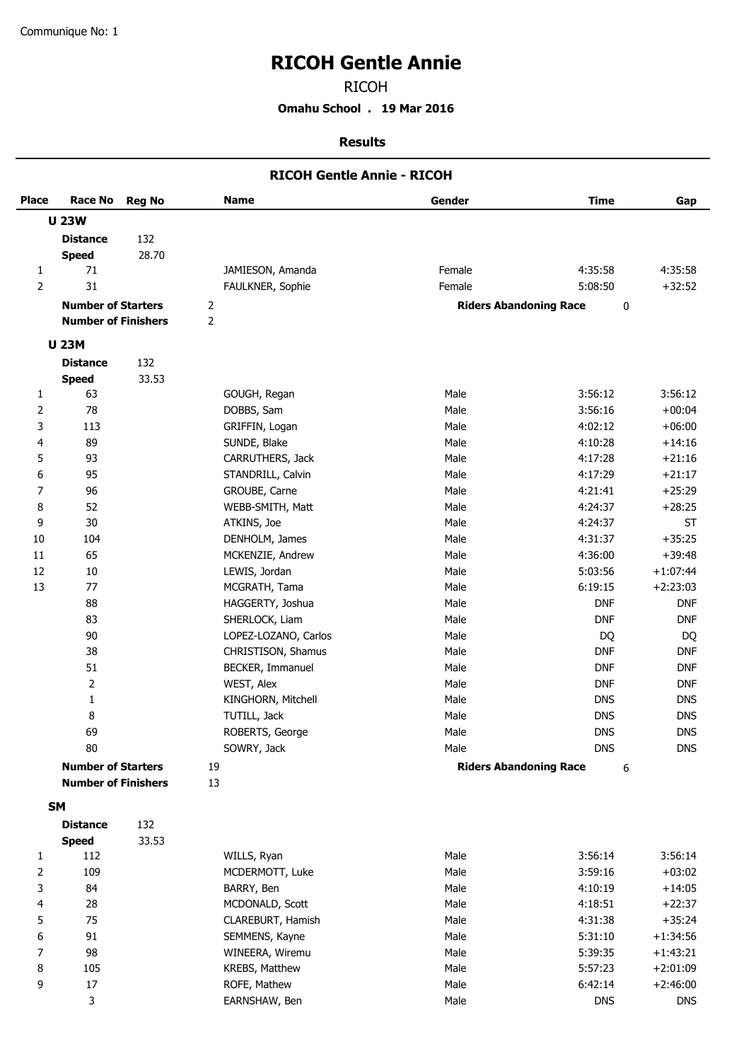Communique No: 1

# RICOH Gentle Annie

RICOH

**Omahu School . 19 Mar 2016**

**Results**

## RICOH Gentle Annie - RICOH

| Place | Race No | Reg No | Name | Gender | Time | Gap |
|---|---|---|---|---|---|---|
| **U 23W** | | | | | | |
| **Distance** | 132 | | | | | |
| **Speed** | 28.70 | | | | | |
| 1 | 71 | | JAMIESON, Amanda | Female | 4:35:58 | 4:35:58 |
| 2 | 31 | | FAULKNER, Sophie | Female | 5:08:50 | +32:52 |
| **Number of Starters** | | 2 | | **Riders Abandoning Race** | 0 | |
| **Number of Finishers** | | 2 | | | | |
| **U 23M** | | | | | | |
| **Distance** | 132 | | | | | |
| **Speed** | 33.53 | | | | | |
| 1 | 63 | | GOUGH, Regan | Male | 3:56:12 | 3:56:12 |
| 2 | 78 | | DOBBS, Sam | Male | 3:56:16 | +00:04 |
| 3 | 113 | | GRIFFIN, Logan | Male | 4:02:12 | +06:00 |
| 4 | 89 | | SUNDE, Blake | Male | 4:10:28 | +14:16 |
| 5 | 93 | | CARRUTHERS, Jack | Male | 4:17:28 | +21:16 |
| 6 | 95 | | STANDRILL, Calvin | Male | 4:17:29 | +21:17 |
| 7 | 96 | | GROUBE, Carne | Male | 4:21:41 | +25:29 |
| 8 | 52 | | WEBB-SMITH, Matt | Male | 4:24:37 | +28:25 |
| 9 | 30 | | ATKINS, Joe | Male | 4:24:37 | ST |
| 10 | 104 | | DENHOLM, James | Male | 4:31:37 | +35:25 |
| 11 | 65 | | MCKENZIE, Andrew | Male | 4:36:00 | +39:48 |
| 12 | 10 | | LEWIS, Jordan | Male | 5:03:56 | +1:07:44 |
| 13 | 77 | | MCGRATH, Tama | Male | 6:19:15 | +2:23:03 |
| | 88 | | HAGGERTY, Joshua | Male | DNF | DNF |
| | 83 | | SHERLOCK, Liam | Male | DNF | DNF |
| | 90 | | LOPEZ-LOZANO, Carlos | Male | DQ | DQ |
| | 38 | | CHRISTISON, Shamus | Male | DNF | DNF |
| | 51 | | BECKER, Immanuel | Male | DNF | DNF |
| | 2 | | WEST, Alex | Male | DNF | DNF |
| | 1 | | KINGHORN, Mitchell | Male | DNS | DNS |
| | 8 | | TUTILL, Jack | Male | DNS | DNS |
| | 69 | | ROBERTS, George | Male | DNS | DNS |
| | 80 | | SOWRY, Jack | Male | DNS | DNS |
| **Number of Starters** | | 19 | | **Riders Abandoning Race** | 6 | |
| **Number of Finishers** | | 13 | | | | |
| **SM** | | | | | | |
| **Distance** | 132 | | | | | |
| **Speed** | 33.53 | | | | | |
| 1 | 112 | | WILLS, Ryan | Male | 3:56:14 | 3:56:14 |
| 2 | 109 | | MCDERMOTT, Luke | Male | 3:59:16 | +03:02 |
| 3 | 84 | | BARRY, Ben | Male | 4:10:19 | +14:05 |
| 4 | 28 | | MCDONALD, Scott | Male | 4:18:51 | +22:37 |
| 5 | 75 | | CLAREBURT, Hamish | Male | 4:31:38 | +35:24 |
| 6 | 91 | | SEMMENS, Kayne | Male | 5:31:10 | +1:34:56 |
| 7 | 98 | | WINEERA, Wiremu | Male | 5:39:35 | +1:43:21 |
| 8 | 105 | | KREBS, Matthew | Male | 5:57:23 | +2:01:09 |
| 9 | 17 | | ROFE, Mathew | Male | 6:42:14 | +2:46:00 |
| | 3 | | EARNSHAW, Ben | Male | DNS | DNS |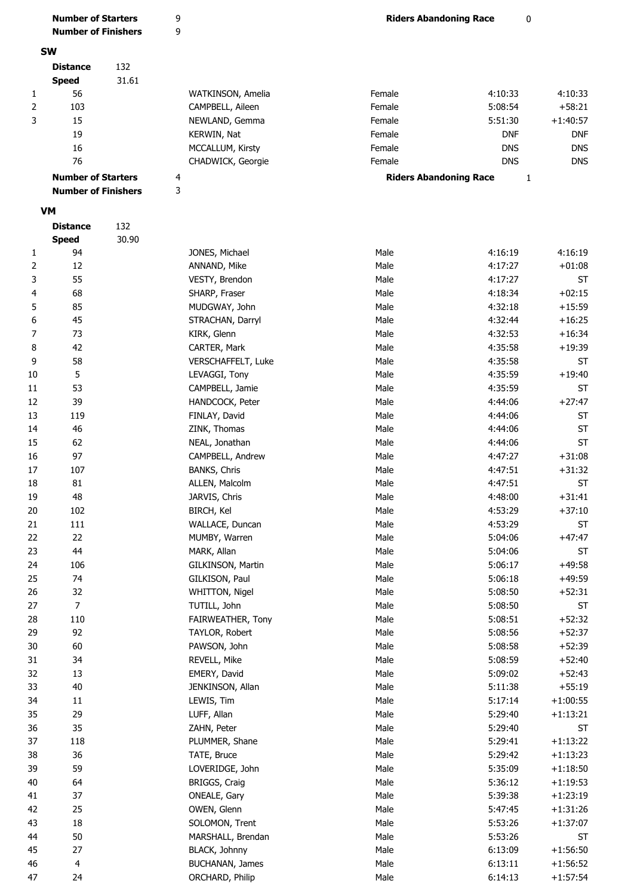**Number of Starters** 9 **Riders Abandoning Race** 0

**Number of Finishers** 9

## SW

**Distance** 132

**Speed** 31.61

| | | | | | |
|---|---|---|---|---|---|
| 1 | 56 | WATKINSON, Amelia | Female | 4:10:33 | 4:10:33 |
| 2 | 103 | CAMPBELL, Aileen | Female | 5:08:54 | +58:21 |
| 3 | 15 | NEWLAND, Gemma | Female | 5:51:30 | +1:40:57 |
| | 19 | KERWIN, Nat | Female | DNF | DNF |
| | 16 | MCCALLUM, Kirsty | Female | DNS | DNS |
| | 76 | CHADWICK, Georgie | Female | DNS | DNS |

**Number of Starters** 4 **Riders Abandoning Race** 1

**Number of Finishers** 3

## VM

**Distance** 132

**Speed** 30.90

| | | | | | |
|---|---|---|---|---|---|
| 1 | 94 | JONES, Michael | Male | 4:16:19 | 4:16:19 |
| 2 | 12 | ANNAND, Mike | Male | 4:17:27 | +01:08 |
| 3 | 55 | VESTY, Brendon | Male | 4:17:27 | ST |
| 4 | 68 | SHARP, Fraser | Male | 4:18:34 | +02:15 |
| 5 | 85 | MUDGWAY, John | Male | 4:32:18 | +15:59 |
| 6 | 45 | STRACHAN, Darryl | Male | 4:32:44 | +16:25 |
| 7 | 73 | KIRK, Glenn | Male | 4:32:53 | +16:34 |
| 8 | 42 | CARTER, Mark | Male | 4:35:58 | +19:39 |
| 9 | 58 | VERSCHAFFELT, Luke | Male | 4:35:58 | ST |
| 10 | 5 | LEVAGGI, Tony | Male | 4:35:59 | +19:40 |
| 11 | 53 | CAMPBELL, Jamie | Male | 4:35:59 | ST |
| 12 | 39 | HANDCOCK, Peter | Male | 4:44:06 | +27:47 |
| 13 | 119 | FINLAY, David | Male | 4:44:06 | ST |
| 14 | 46 | ZINK, Thomas | Male | 4:44:06 | ST |
| 15 | 62 | NEAL, Jonathan | Male | 4:44:06 | ST |
| 16 | 97 | CAMPBELL, Andrew | Male | 4:47:27 | +31:08 |
| 17 | 107 | BANKS, Chris | Male | 4:47:51 | +31:32 |
| 18 | 81 | ALLEN, Malcolm | Male | 4:47:51 | ST |
| 19 | 48 | JARVIS, Chris | Male | 4:48:00 | +31:41 |
| 20 | 102 | BIRCH, Kel | Male | 4:53:29 | +37:10 |
| 21 | 111 | WALLACE, Duncan | Male | 4:53:29 | ST |
| 22 | 22 | MUMBY, Warren | Male | 5:04:06 | +47:47 |
| 23 | 44 | MARK, Allan | Male | 5:04:06 | ST |
| 24 | 106 | GILKINSON, Martin | Male | 5:06:17 | +49:58 |
| 25 | 74 | GILKISON, Paul | Male | 5:06:18 | +49:59 |
| 26 | 32 | WHITTON, Nigel | Male | 5:08:50 | +52:31 |
| 27 | 7 | TUTILL, John | Male | 5:08:50 | ST |
| 28 | 110 | FAIRWEATHER, Tony | Male | 5:08:51 | +52:32 |
| 29 | 92 | TAYLOR, Robert | Male | 5:08:56 | +52:37 |
| 30 | 60 | PAWSON, John | Male | 5:08:58 | +52:39 |
| 31 | 34 | REVELL, Mike | Male | 5:08:59 | +52:40 |
| 32 | 13 | EMERY, David | Male | 5:09:02 | +52:43 |
| 33 | 40 | JENKINSON, Allan | Male | 5:11:38 | +55:19 |
| 34 | 11 | LEWIS, Tim | Male | 5:17:14 | +1:00:55 |
| 35 | 29 | LUFF, Allan | Male | 5:29:40 | +1:13:21 |
| 36 | 35 | ZAHN, Peter | Male | 5:29:40 | ST |
| 37 | 118 | PLUMMER, Shane | Male | 5:29:41 | +1:13:22 |
| 38 | 36 | TATE, Bruce | Male | 5:29:42 | +1:13:23 |
| 39 | 59 | LOVERIDGE, John | Male | 5:35:09 | +1:18:50 |
| 40 | 64 | BRIGGS, Craig | Male | 5:36:12 | +1:19:53 |
| 41 | 37 | ONEALE, Gary | Male | 5:39:38 | +1:23:19 |
| 42 | 25 | OWEN, Glenn | Male | 5:47:45 | +1:31:26 |
| 43 | 18 | SOLOMON, Trent | Male | 5:53:26 | +1:37:07 |
| 44 | 50 | MARSHALL, Brendan | Male | 5:53:26 | ST |
| 45 | 27 | BLACK, Johnny | Male | 6:13:09 | +1:56:50 |
| 46 | 4 | BUCHANAN, James | Male | 6:13:11 | +1:56:52 |
| 47 | 24 | ORCHARD, Philip | Male | 6:14:13 | +1:57:54 |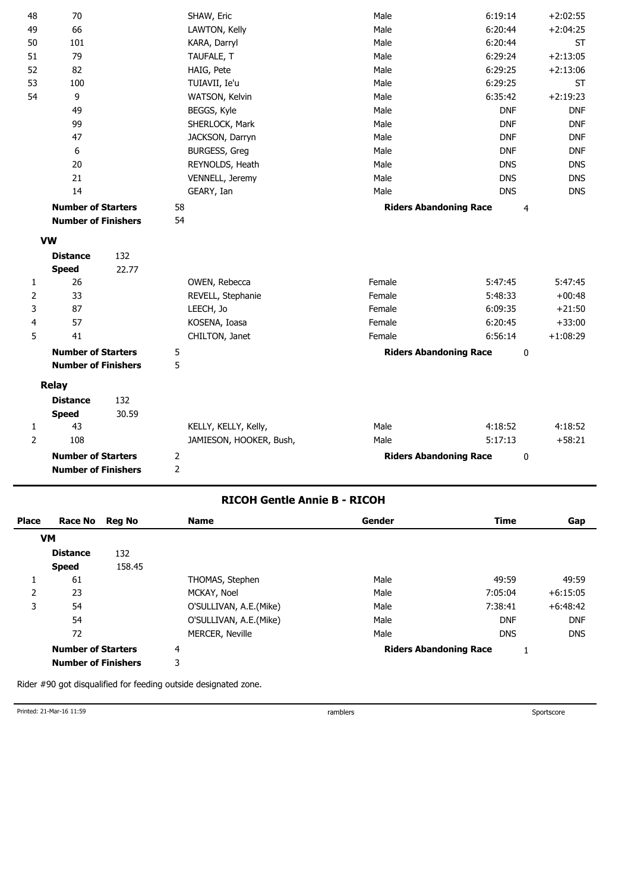| Place | Race No | Reg No | Name | Gender | Time | Gap |
|---|---|---|---|---|---|---|
| 48 | 70 | | SHAW, Eric | Male | 6:19:14 | +2:02:55 |
| 49 | 66 | | LAWTON, Kelly | Male | 6:20:44 | +2:04:25 |
| 50 | 101 | | KARA, Darryl | Male | 6:20:44 | ST |
| 51 | 79 | | TAUFALE, T | Male | 6:29:24 | +2:13:05 |
| 52 | 82 | | HAIG, Pete | Male | 6:29:25 | +2:13:06 |
| 53 | 100 | | TUIAVII, Ie'u | Male | 6:29:25 | ST |
| 54 | 9 | | WATSON, Kelvin | Male | 6:35:42 | +2:19:23 |
| | 49 | | BEGGS, Kyle | Male | DNF | DNF |
| | 99 | | SHERLOCK, Mark | Male | DNF | DNF |
| | 47 | | JACKSON, Darryn | Male | DNF | DNF |
| | 6 | | BURGESS, Greg | Male | DNF | DNF |
| | 20 | | REYNOLDS, Heath | Male | DNS | DNS |
| | 21 | | VENNELL, Jeremy | Male | DNS | DNS |
| | 14 | | GEARY, Ian | Male | DNS | DNS |

**Number of Starters** 58 **Riders Abandoning Race** 4
**Number of Finishers** 54

**VW**

**Distance** 132
**Speed** 22.77

| Place | Race No | Reg No | Name | Gender | Time | Gap |
|---|---|---|---|---|---|---|
| 1 | 26 | | OWEN, Rebecca | Female | 5:47:45 | 5:47:45 |
| 2 | 33 | | REVELL, Stephanie | Female | 5:48:33 | +00:48 |
| 3 | 87 | | LEECH, Jo | Female | 6:09:35 | +21:50 |
| 4 | 57 | | KOSENA, Ioasa | Female | 6:20:45 | +33:00 |
| 5 | 41 | | CHILTON, Janet | Female | 6:56:14 | +1:08:29 |

**Number of Starters** 5 **Riders Abandoning Race** 0
**Number of Finishers** 5

**Relay**

**Distance** 132
**Speed** 30.59

| Place | Race No | Reg No | Name | Gender | Time | Gap |
|---|---|---|---|---|---|---|
| 1 | 43 | | KELLY, KELLY, Kelly, | Male | 4:18:52 | 4:18:52 |
| 2 | 108 | | JAMIESON, HOOKER, Bush, | Male | 5:17:13 | +58:21 |

**Number of Starters** 2 **Riders Abandoning Race** 0
**Number of Finishers** 2

## RICOH Gentle Annie B - RICOH

**VM**

**Distance** 132
**Speed** 158.45

| Place | Race No | Reg No | Name | Gender | Time | Gap |
|---|---|---|---|---|---|---|
| 1 | 61 | | THOMAS, Stephen | Male | 49:59 | 49:59 |
| 2 | 23 | | MCKAY, Noel | Male | 7:05:04 | +6:15:05 |
| 3 | 54 | | O'SULLIVAN, A.E.(Mike) | Male | 7:38:41 | +6:48:42 |
| | 54 | | O'SULLIVAN, A.E.(Mike) | Male | DNF | DNF |
| | 72 | | MERCER, Neville | Male | DNS | DNS |

**Number of Starters** 4 **Riders Abandoning Race** 1
**Number of Finishers** 3

Rider #90 got disqualified for feeding outside designated zone.